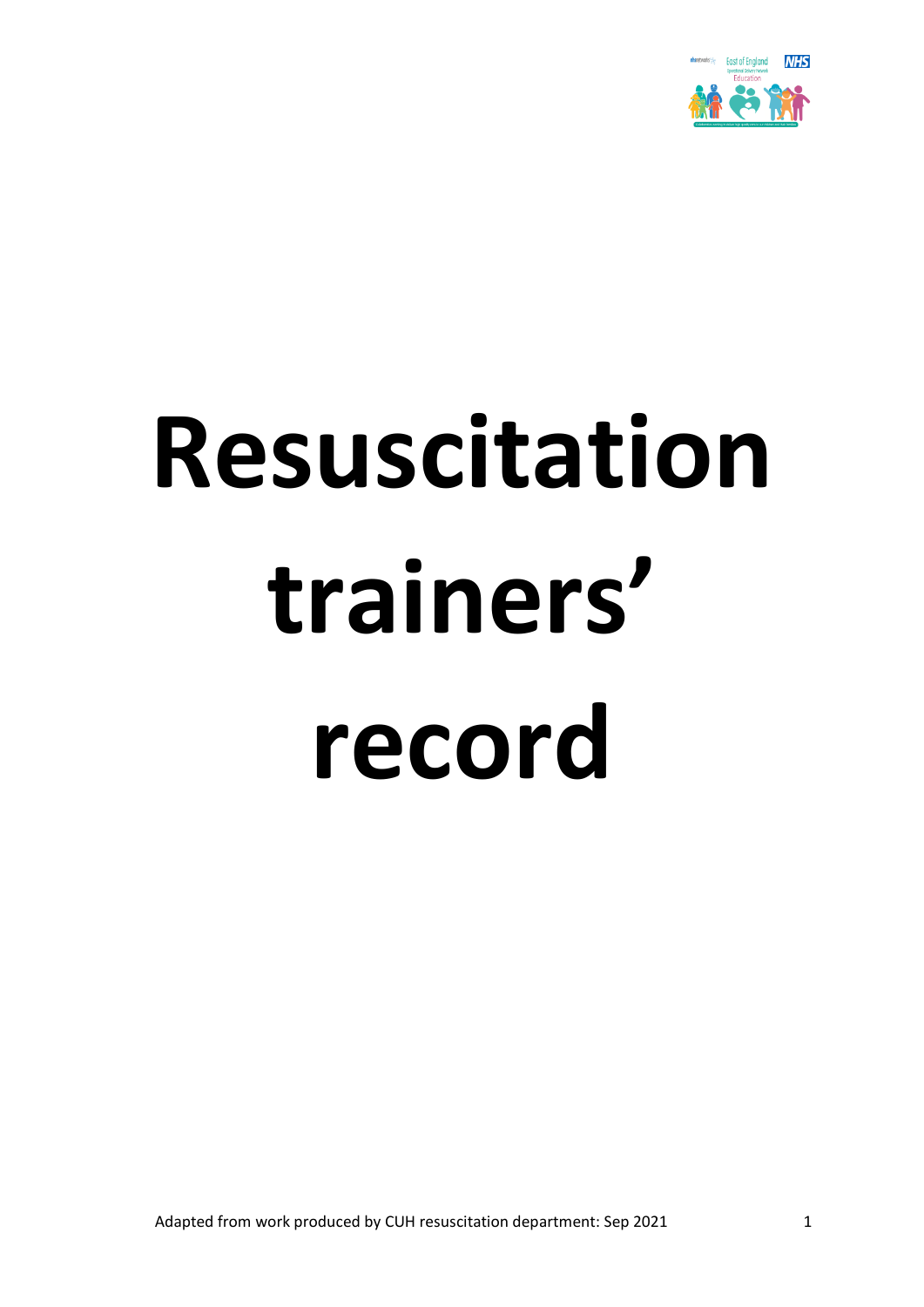# Resuscitation trainers' record

Adapted from work produced by CUH resuscitation department: Sep 2021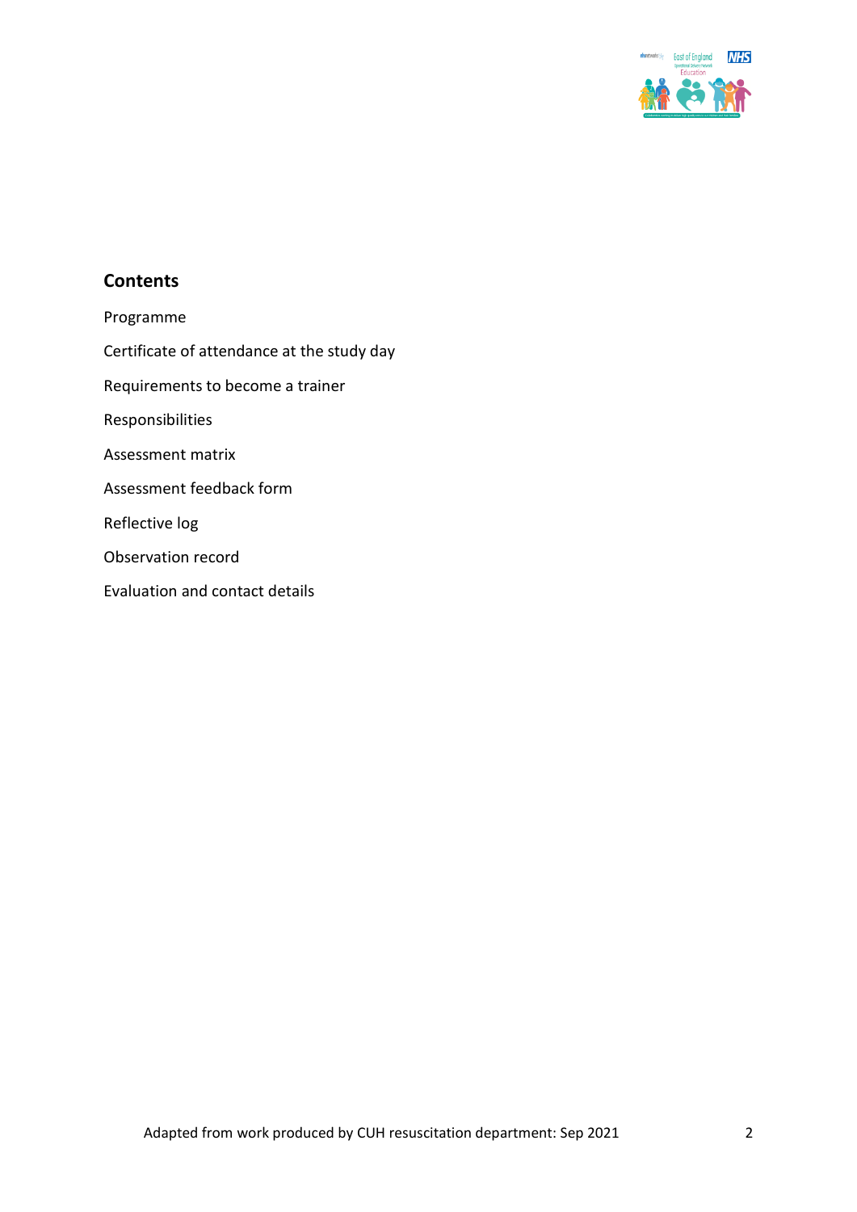## Contents

Programme

Certificate of attendance at the study day

Requirements to become a trainer

Responsibilities

Assessment matrix

Assessment feedback form

Reflective log

Observation record

Evaluation and contact details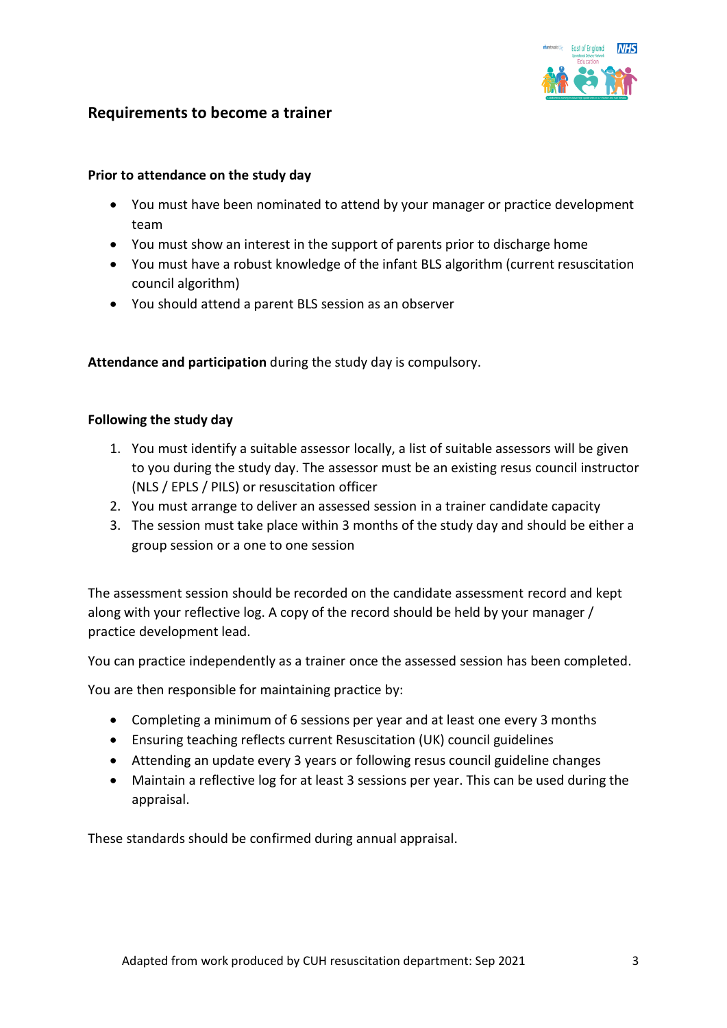## Requirements to become a trainer

### Prior to attendance on the study day

- You must have been nominated to attend by your manager or practice development team
- You must show an interest in the support of parents prior to discharge home
- You must have a robust knowledge of the infant BLS algorithm (current resuscitation council algorithm)
- You should attend a parent BLS session as an observer

**Attendance and participation** during the study day is compulsory.

### Following the study day

1. You must identify a suitable assessor locally, a list of suitable assessors will be given to you during the study day. The assessor must be an existing resus council instructor (NLS / EPLS / PILS) or resuscitation officer
2. You must arrange to deliver an assessed session in a trainer candidate capacity
3. The session must take place within 3 months of the study day and should be either a group session or a one to one session

The assessment session should be recorded on the candidate assessment record and kept along with your reflective log. A copy of the record should be held by your manager / practice development lead.

You can practice independently as a trainer once the assessed session has been completed.

You are then responsible for maintaining practice by:

- Completing a minimum of 6 sessions per year and at least one every 3 months
- Ensuring teaching reflects current Resuscitation (UK) council guidelines
- Attending an update every 3 years or following resus council guideline changes
- Maintain a reflective log for at least 3 sessions per year. This can be used during the appraisal.

These standards should be confirmed during annual appraisal.

Adapted from work produced by CUH resuscitation department: Sep 2021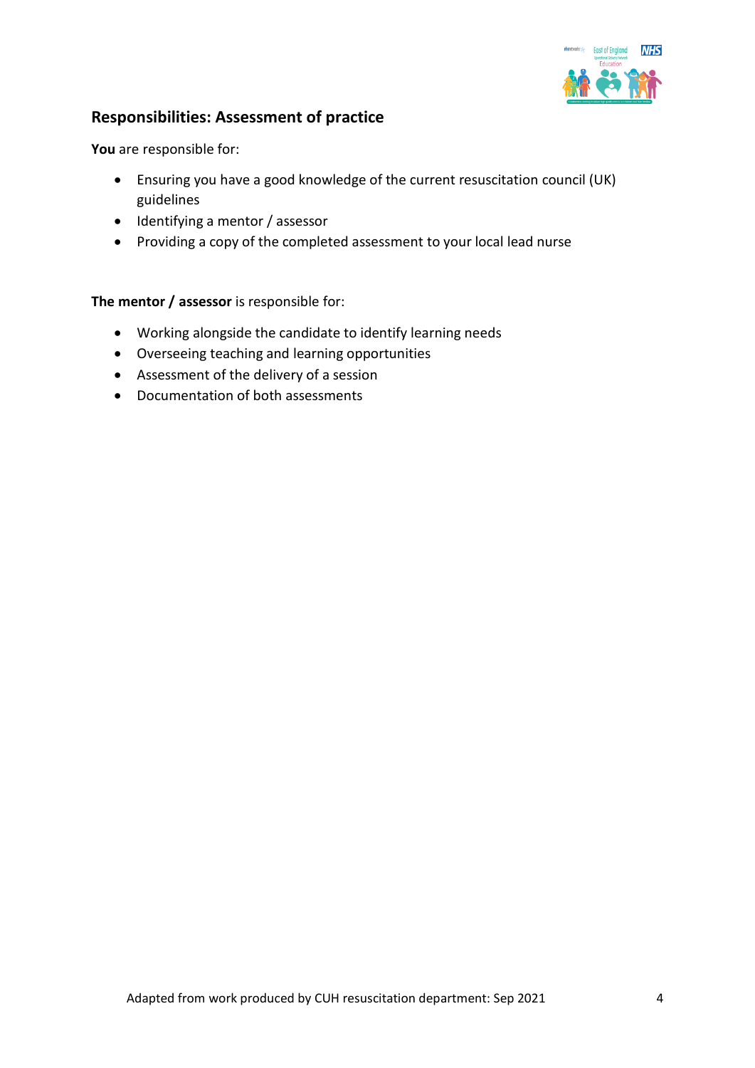## Responsibilities: Assessment of practice

**You** are responsible for:

- Ensuring you have a good knowledge of the current resuscitation council (UK) guidelines
- Identifying a mentor / assessor
- Providing a copy of the completed assessment to your local lead nurse

**The mentor / assessor** is responsible for:

- Working alongside the candidate to identify learning needs
- Overseeing teaching and learning opportunities
- Assessment of the delivery of a session
- Documentation of both assessments

Adapted from work produced by CUH resuscitation department: Sep 2021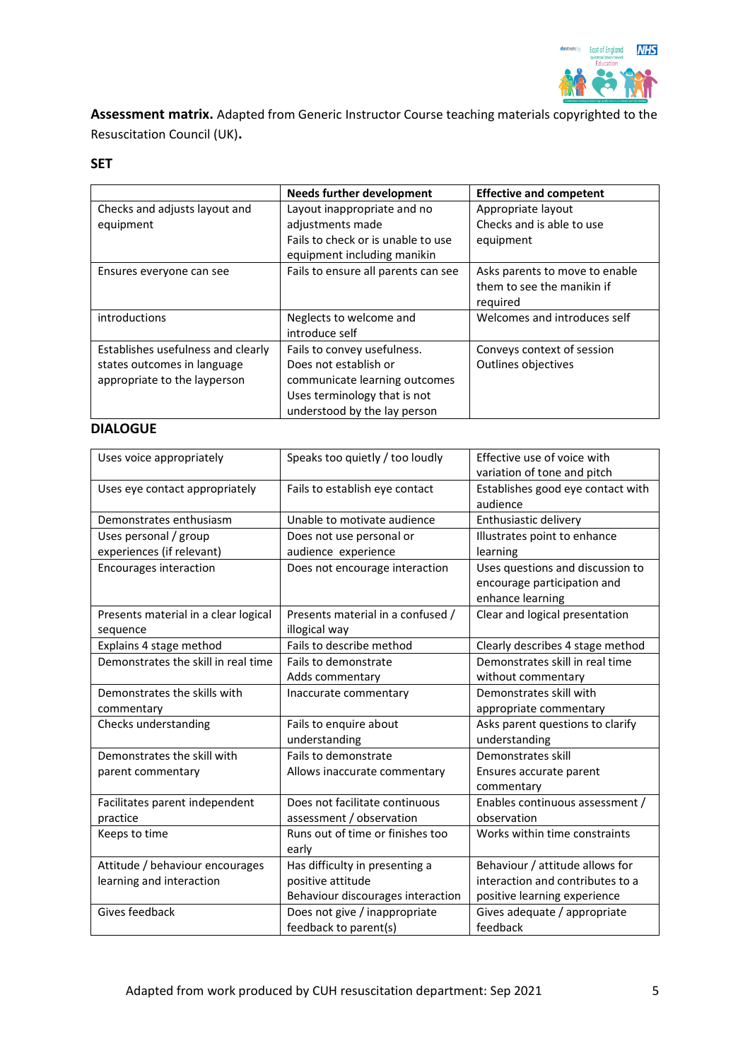**Assessment matrix.** Adapted from Generic Instructor Course teaching materials copyrighted to the Resuscitation Council (UK)**.**

**SET**

| | Needs further development | Effective and competent |
|---|---|---|
| Checks and adjusts layout and equipment | Layout inappropriate and no adjustments made<br>Fails to check or is unable to use equipment including manikin | Appropriate layout<br>Checks and is able to use equipment |
| Ensures everyone can see | Fails to ensure all parents can see | Asks parents to move to enable them to see the manikin if required |
| introductions | Neglects to welcome and introduce self | Welcomes and introduces self |
| Establishes usefulness and clearly states outcomes in language appropriate to the layperson | Fails to convey usefulness.<br>Does not establish or communicate learning outcomes<br>Uses terminology that is not understood by the lay person | Conveys context of session<br>Outlines objectives |

**DIALOGUE**

| | | |
|---|---|---|
| Uses voice appropriately | Speaks too quietly / too loudly | Effective use of voice with variation of tone and pitch |
| Uses eye contact appropriately | Fails to establish eye contact | Establishes good eye contact with audience |
| Demonstrates enthusiasm | Unable to motivate audience | Enthusiastic delivery |
| Uses personal / group experiences (if relevant) | Does not use personal or audience experience | Illustrates point to enhance learning |
| Encourages interaction | Does not encourage interaction | Uses questions and discussion to encourage participation and enhance learning |
| Presents material in a clear logical sequence | Presents material in a confused / illogical way | Clear and logical presentation |
| Explains 4 stage method | Fails to describe method | Clearly describes 4 stage method |
| Demonstrates the skill in real time | Fails to demonstrate<br>Adds commentary | Demonstrates skill in real time without commentary |
| Demonstrates the skills with commentary | Inaccurate commentary | Demonstrates skill with appropriate commentary |
| Checks understanding | Fails to enquire about understanding | Asks parent questions to clarify understanding |
| Demonstrates the skill with parent commentary | Fails to demonstrate<br>Allows inaccurate commentary | Demonstrates skill<br>Ensures accurate parent commentary |
| Facilitates parent independent practice | Does not facilitate continuous assessment / observation | Enables continuous assessment / observation |
| Keeps to time | Runs out of time or finishes too early | Works within time constraints |
| Attitude / behaviour encourages learning and interaction | Has difficulty in presenting a positive attitude<br>Behaviour discourages interaction | Behaviour / attitude allows for interaction and contributes to a positive learning experience |
| Gives feedback | Does not give / inappropriate feedback to parent(s) | Gives adequate / appropriate feedback |

Adapted from work produced by CUH resuscitation department: Sep 2021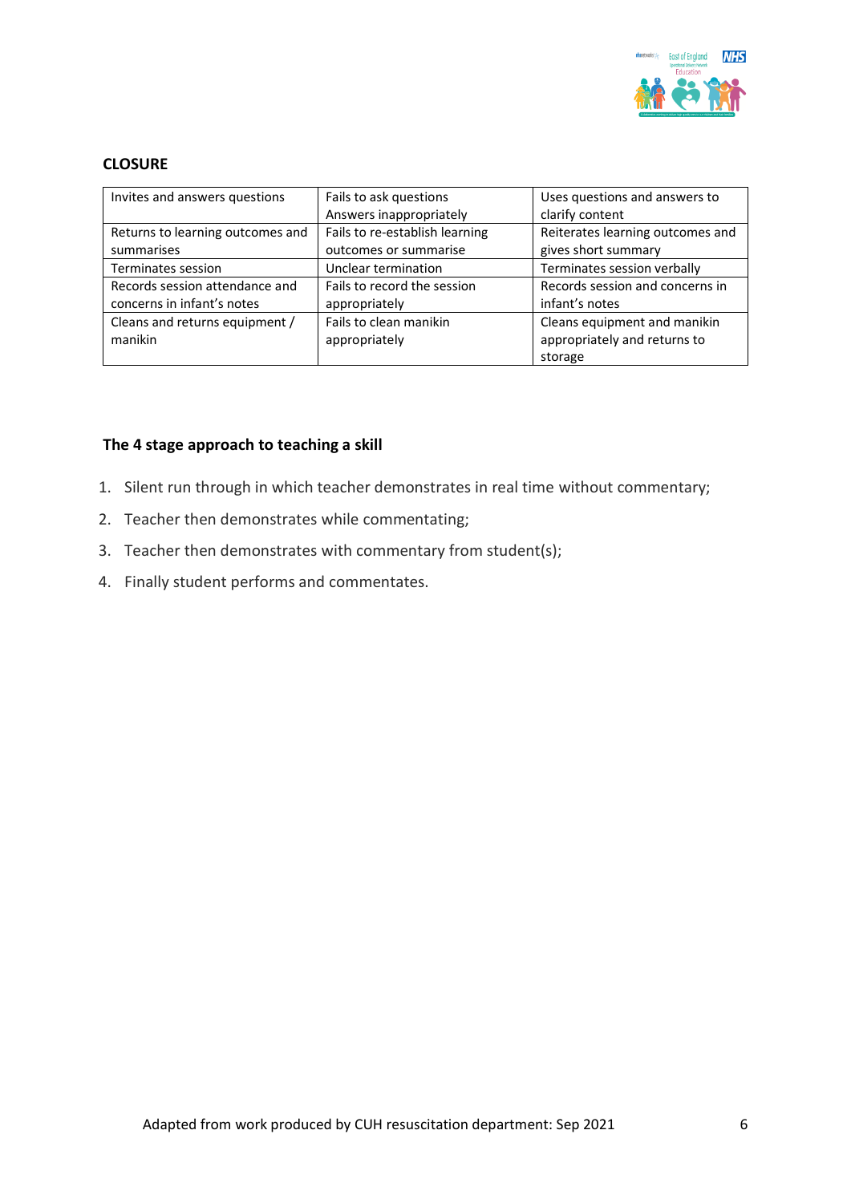**CLOSURE**

| Invites and answers questions | Fails to ask questions<br>Answers inappropriately | Uses questions and answers to clarify content |
|---|---|---|
| Returns to learning outcomes and summarises | Fails to re-establish learning outcomes or summarise | Reiterates learning outcomes and gives short summary |
| Terminates session | Unclear termination | Terminates session verbally |
| Records session attendance and concerns in infant's notes | Fails to record the session appropriately | Records session and concerns in infant's notes |
| Cleans and returns equipment / manikin | Fails to clean manikin appropriately | Cleans equipment and manikin appropriately and returns to storage |

**The 4 stage approach to teaching a skill**

1. Silent run through in which teacher demonstrates in real time without commentary;
2. Teacher then demonstrates while commentating;
3. Teacher then demonstrates with commentary from student(s);
4. Finally student performs and commentates.

Adapted from work produced by CUH resuscitation department: Sep 2021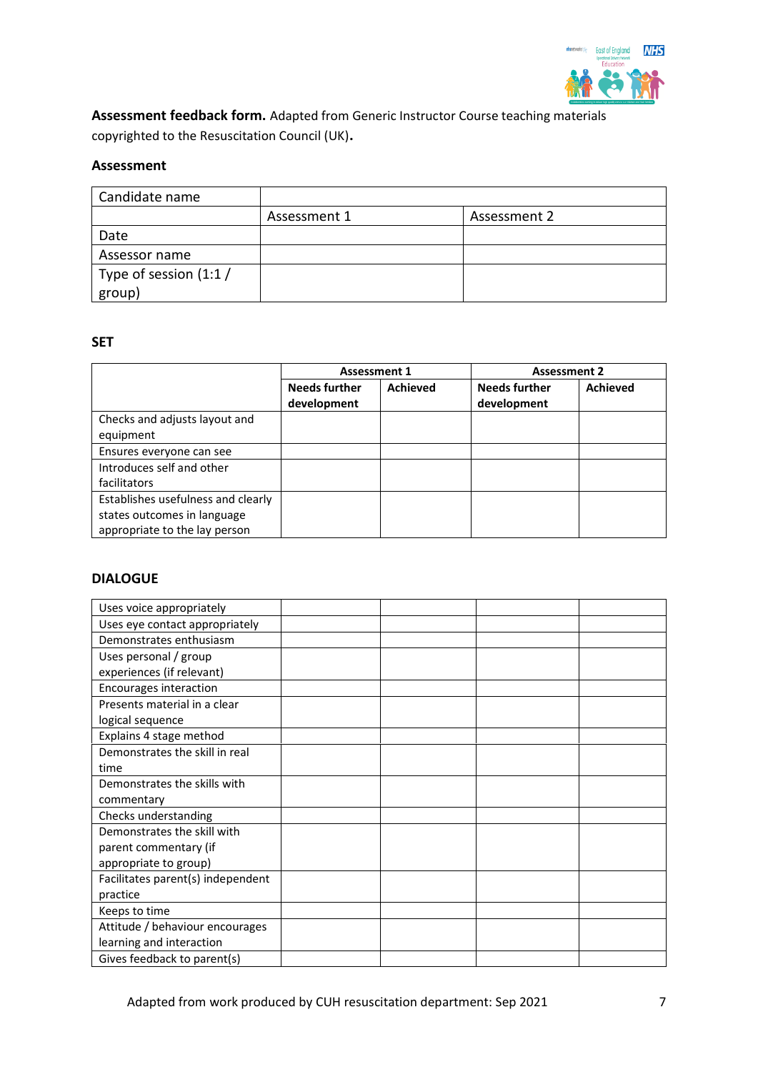**Assessment feedback form.** Adapted from Generic Instructor Course teaching materials copyrighted to the Resuscitation Council (UK)**.**

### Assessment

| Candidate name | | |
|---|---|---|
| | Assessment 1 | Assessment 2 |
| Date | | |
| Assessor name | | |
| Type of session (1:1 / group) | | |

### SET

| | Assessment 1 | | Assessment 2 | |
|---|---|---|---|---|
| | **Needs further development** | **Achieved** | **Needs further development** | **Achieved** |
| Checks and adjusts layout and equipment | | | | |
| Ensures everyone can see | | | | |
| Introduces self and other facilitators | | | | |
| Establishes usefulness and clearly states outcomes in language appropriate to the lay person | | | | |

### DIALOGUE

| | | | | |
|---|---|---|---|---|
| Uses voice appropriately | | | | |
| Uses eye contact appropriately | | | | |
| Demonstrates enthusiasm | | | | |
| Uses personal / group experiences (if relevant) | | | | |
| Encourages interaction | | | | |
| Presents material in a clear logical sequence | | | | |
| Explains 4 stage method | | | | |
| Demonstrates the skill in real time | | | | |
| Demonstrates the skills with commentary | | | | |
| Checks understanding | | | | |
| Demonstrates the skill with parent commentary (if appropriate to group) | | | | |
| Facilitates parent(s) independent practice | | | | |
| Keeps to time | | | | |
| Attitude / behaviour encourages learning and interaction | | | | |
| Gives feedback to parent(s) | | | | |

Adapted from work produced by CUH resuscitation department: Sep 2021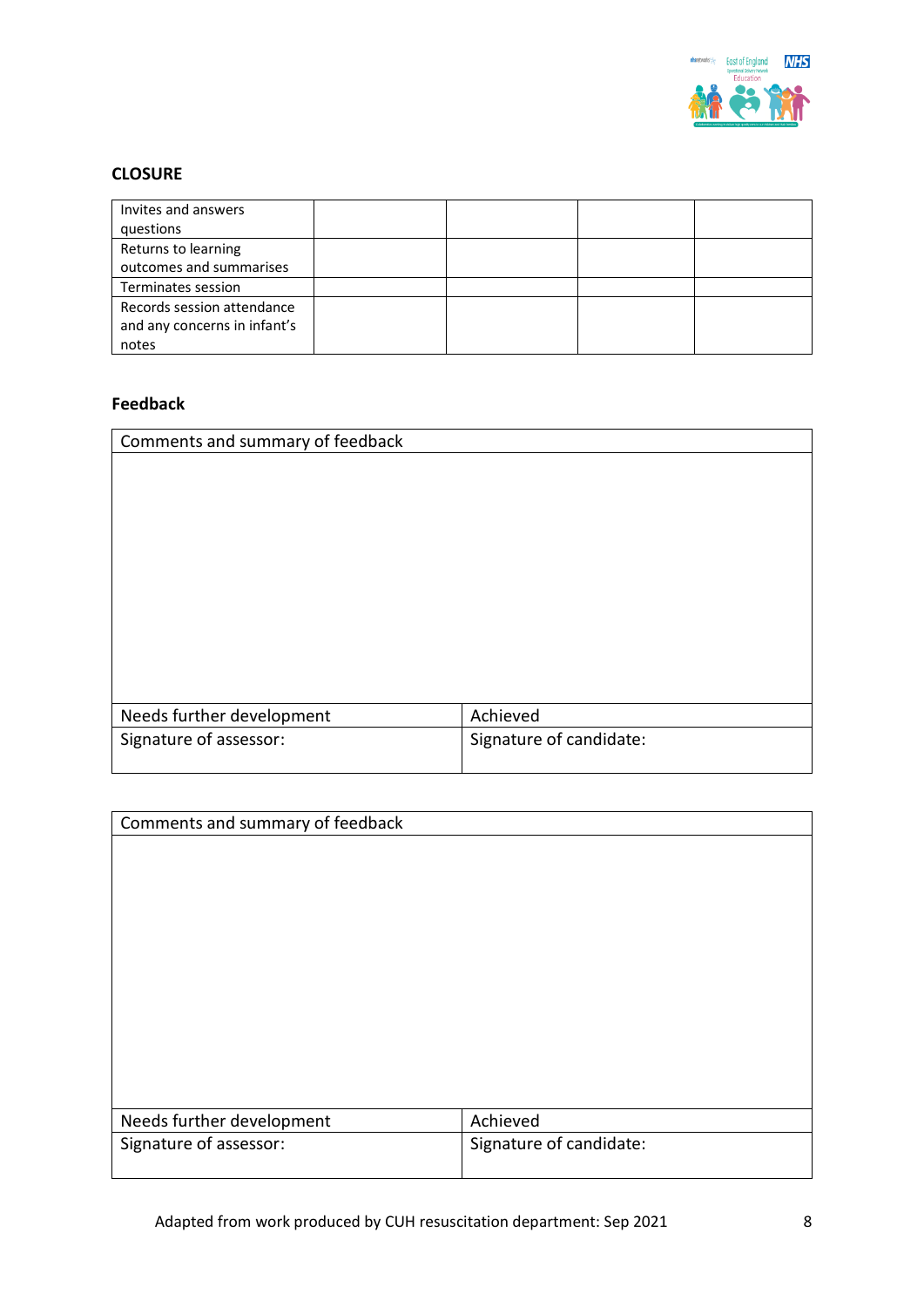## CLOSURE

| | | | | |
|---|---|---|---|---|
| Invites and answers questions | | | | |
| Returns to learning outcomes and summarises | | | | |
| Terminates session | | | | |
| Records session attendance and any concerns in infant's notes | | | | |

## Feedback

| Comments and summary of feedback | |
|---|---|
| | |
| Needs further development | Achieved |
| Signature of assessor: | Signature of candidate: |

| Comments and summary of feedback | |
|---|---|
| | |
| Needs further development | Achieved |
| Signature of assessor: | Signature of candidate: |

Adapted from work produced by CUH resuscitation department: Sep 2021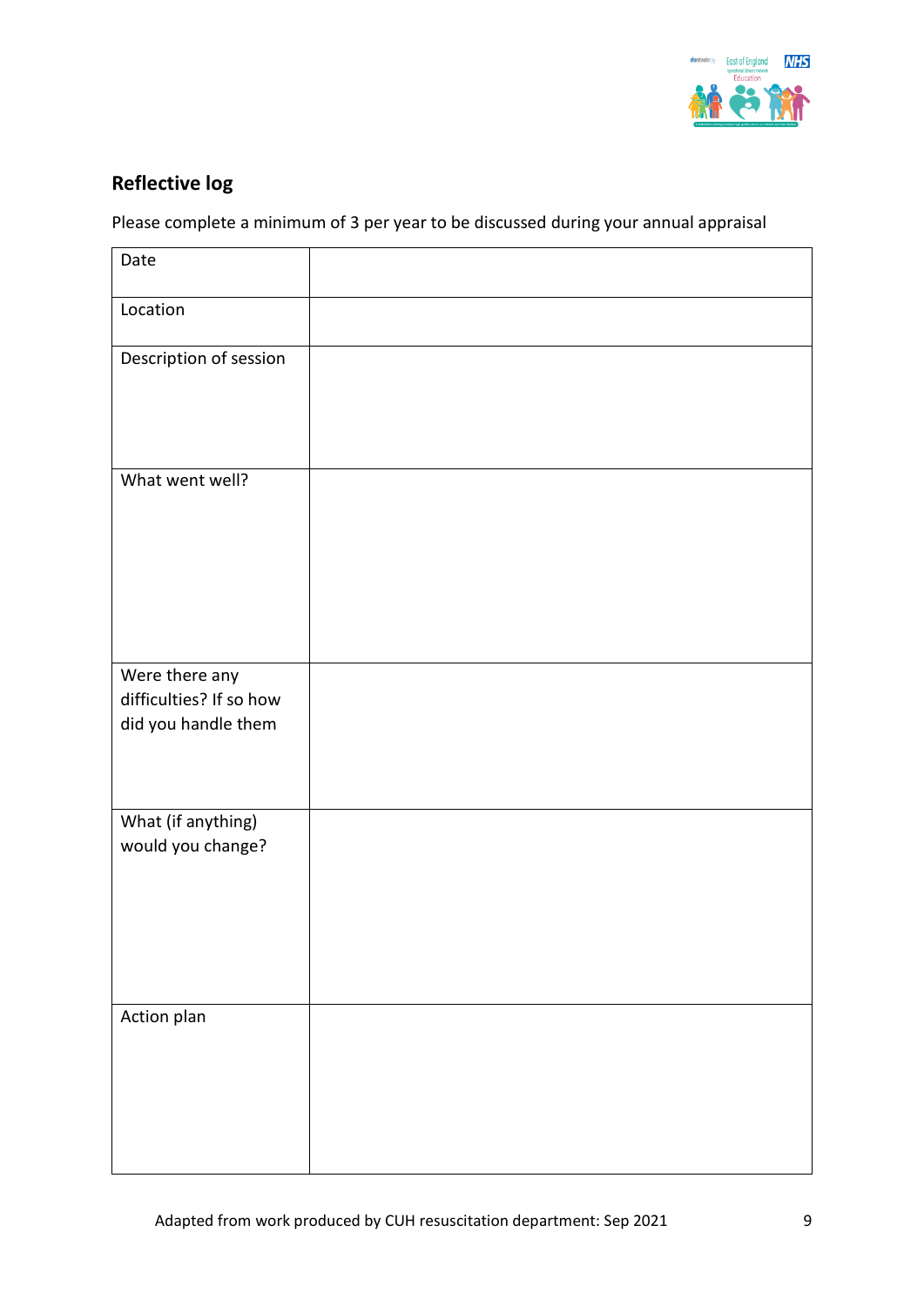## Reflective log

Please complete a minimum of 3 per year to be discussed during your annual appraisal

| Date | |
|---|---|
| Location | |
| Description of session | |
| What went well? | |
| Were there any difficulties? If so how did you handle them | |
| What (if anything) would you change? | |
| Action plan | |

Adapted from work produced by CUH resuscitation department: Sep 2021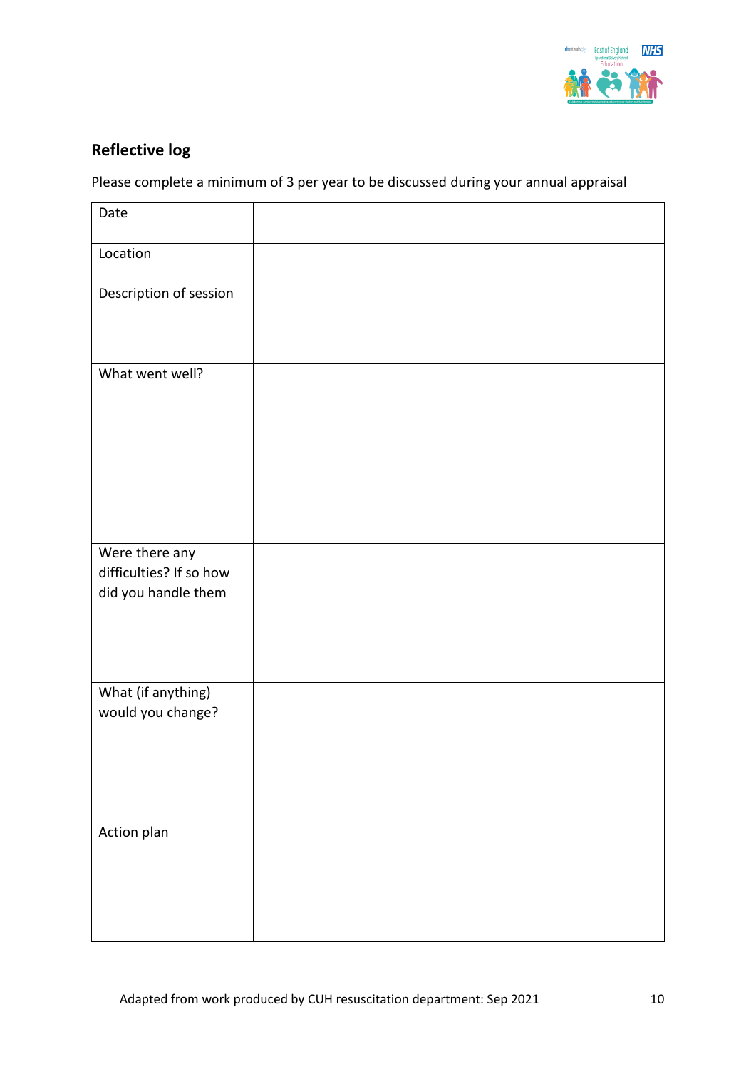## Reflective log

Please complete a minimum of 3 per year to be discussed during your annual appraisal

| | |
|---|---|
| Date | |
| Location | |
| Description of session | |
| What went well? | |
| Were there any difficulties? If so how did you handle them | |
| What (if anything) would you change? | |
| Action plan | |

Adapted from work produced by CUH resuscitation department: Sep 2021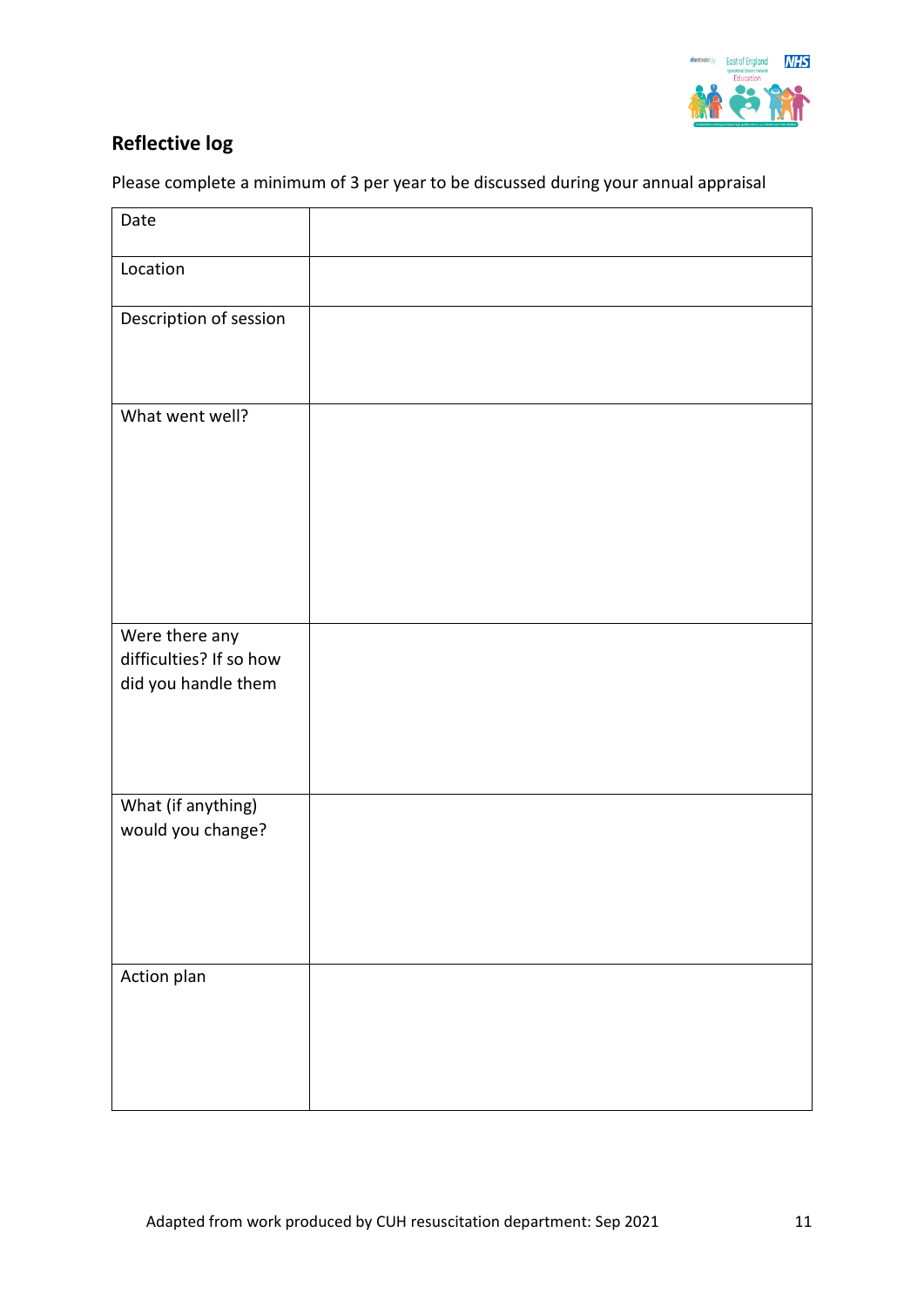## Reflective log

Please complete a minimum of 3 per year to be discussed during your annual appraisal

| | |
|---|---|
| Date | |
| Location | |
| Description of session | |
| What went well? | |
| Were there any difficulties? If so how did you handle them | |
| What (if anything) would you change? | |
| Action plan | |

Adapted from work produced by CUH resuscitation department: Sep 2021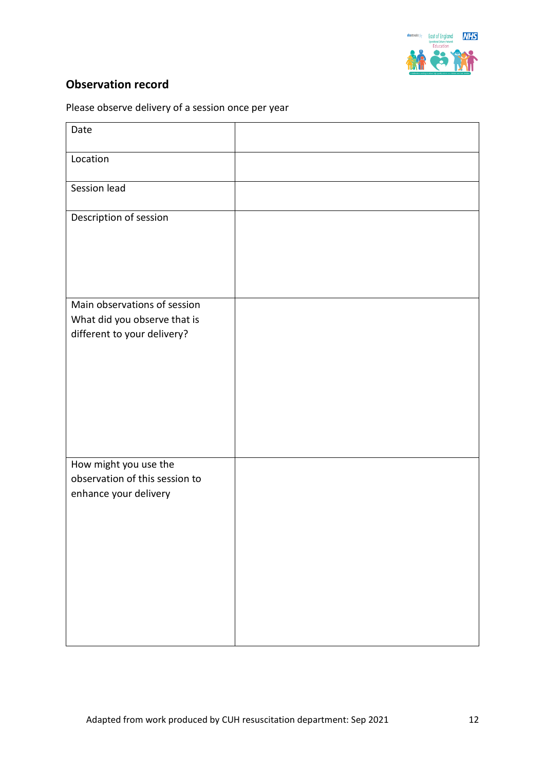## Observation record

Please observe delivery of a session once per year

| | |
|---|---|
| Date | |
| Location | |
| Session lead | |
| Description of session | |
| Main observations of session<br>What did you observe that is different to your delivery? | |
| How might you use the observation of this session to enhance your delivery | |

Adapted from work produced by CUH resuscitation department: Sep 2021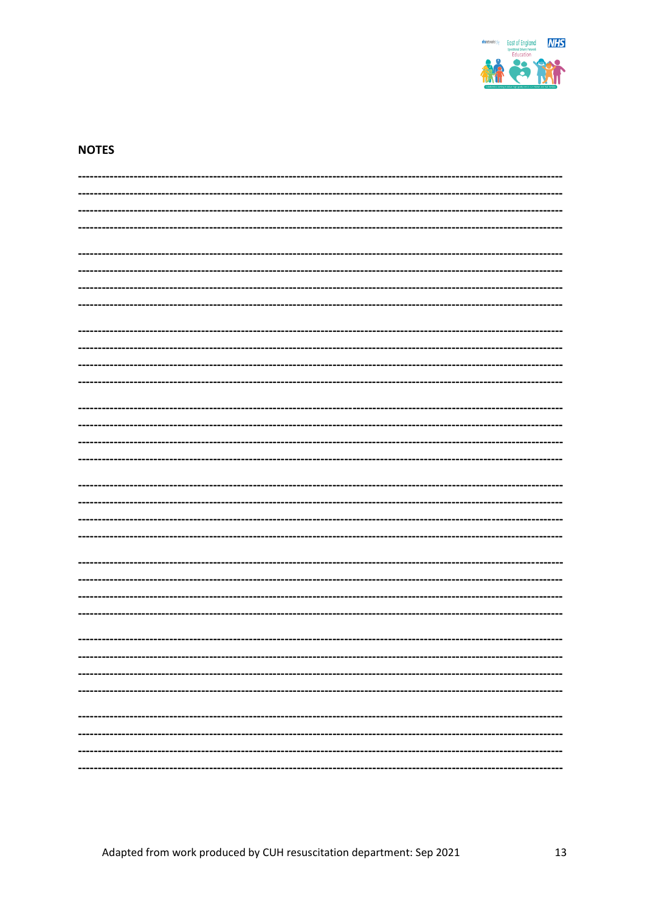## NOTES

Adapted from work produced by CUH resuscitation department: Sep 2021